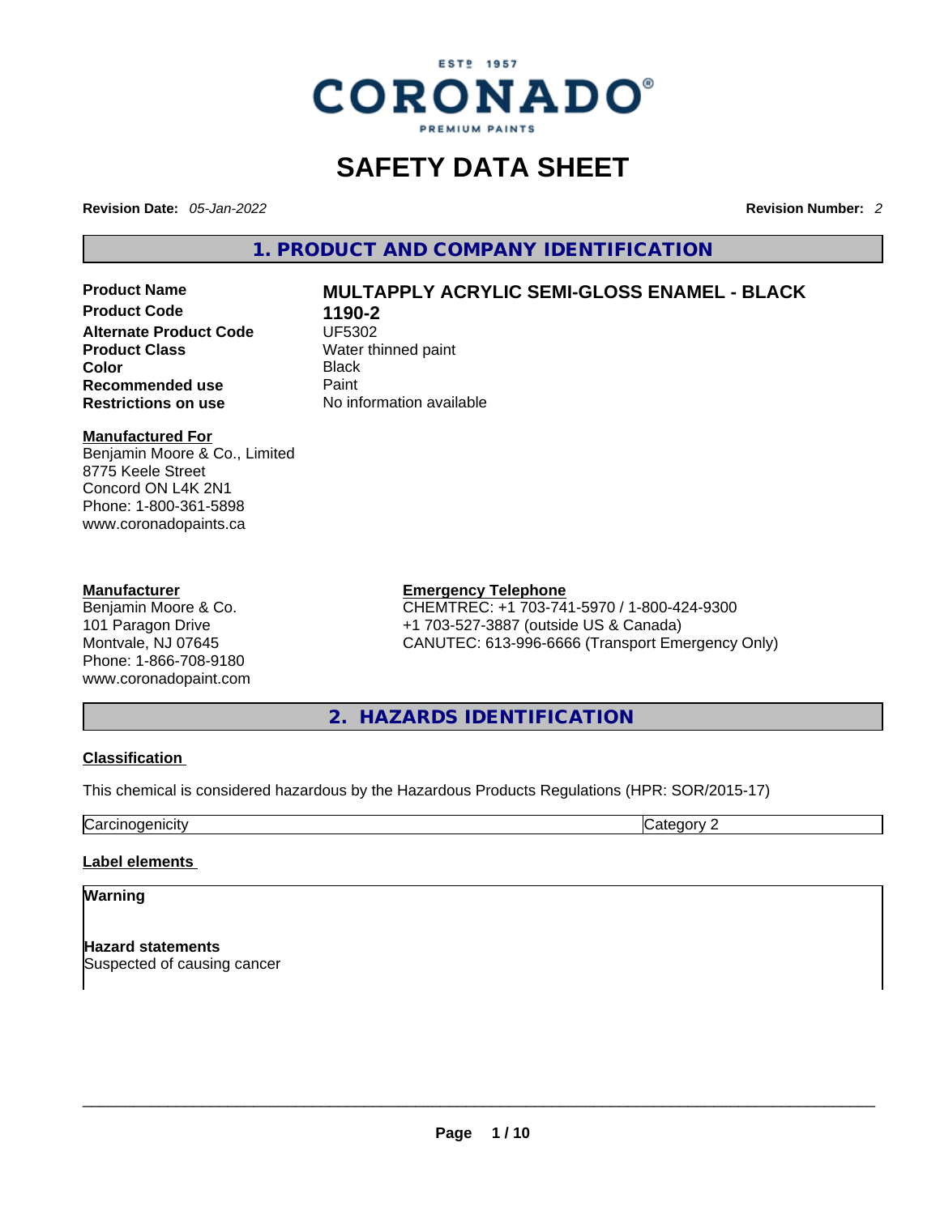ESTº 1957
CORONADO®
PREMIUM PAINTS

# SAFETY DATA SHEET

**Revision Date:** *05-Jan-2022* **Revision Number:** *2*

## 1. PRODUCT AND COMPANY IDENTIFICATION

**Product Name** MULTAPPLY ACRYLIC SEMI-GLOSS ENAMEL - BLACK
**Product Code** 1190-2
**Alternate Product Code** UF5302
**Product Class** Water thinned paint
**Color** Black
**Recommended use** Paint
**Restrictions on use** No information available

**Manufactured For**
Benjamin Moore & Co., Limited
8775 Keele Street
Concord ON L4K 2N1
Phone: 1-800-361-5898
www.coronadopaints.ca

**Manufacturer**
Benjamin Moore & Co.
101 Paragon Drive
Montvale, NJ 07645
Phone: 1-866-708-9180
www.coronadopaint.com

**Emergency Telephone**
CHEMTREC: +1 703-741-5970 / 1-800-424-9300
+1 703-527-3887 (outside US & Canada)
CANUTEC: 613-996-6666 (Transport Emergency Only)

## 2. HAZARDS IDENTIFICATION

**Classification**

This chemical is considered hazardous by the Hazardous Products Regulations (HPR: SOR/2015-17)

| Carcinogenicity | Category 2 |
|---|---|

**Label elements**

**Warning**

**Hazard statements**
Suspected of causing cancer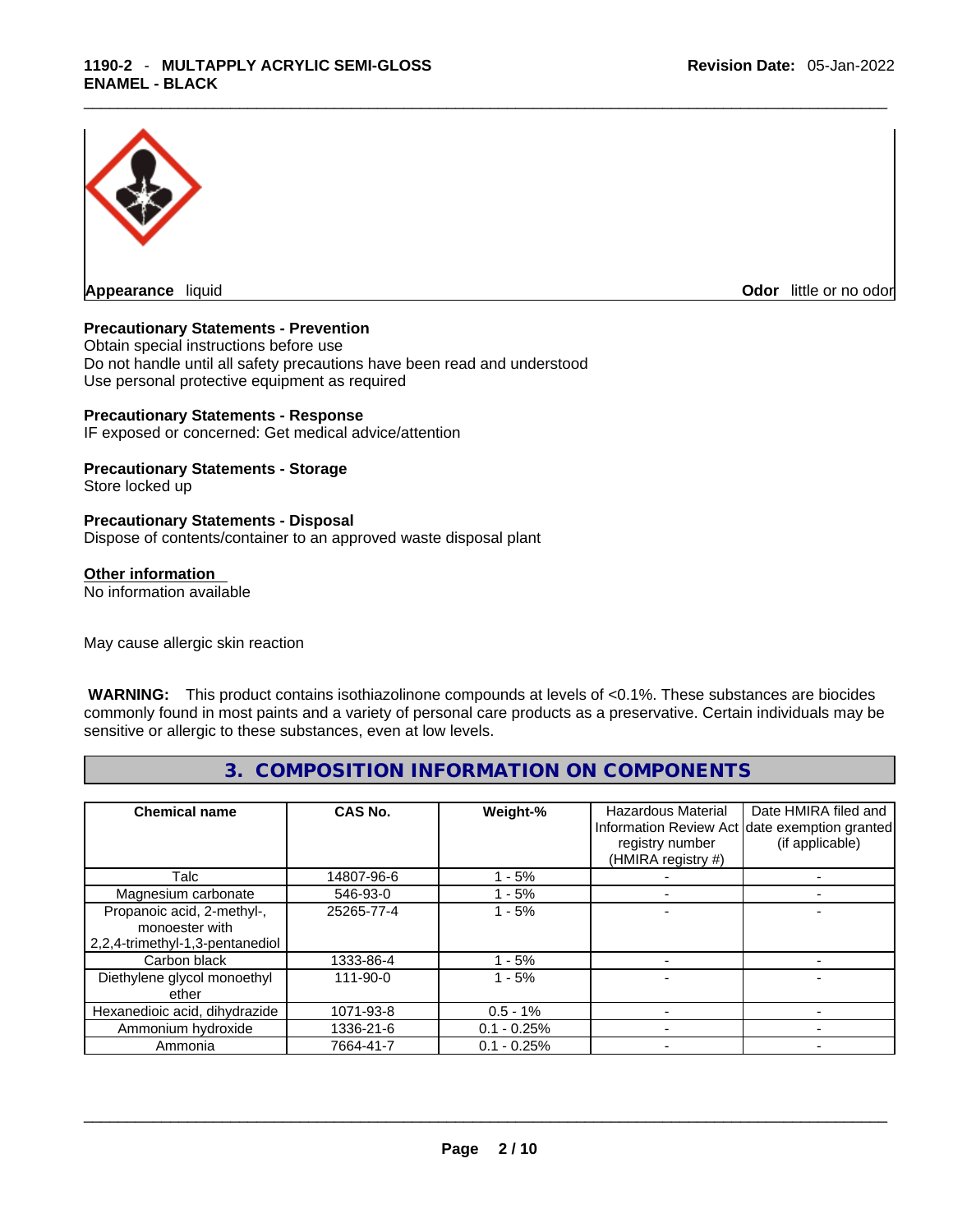**Appearance** liquid **Odor** little or no odor

**Precautionary Statements - Prevention**
Obtain special instructions before use
Do not handle until all safety precautions have been read and understood
Use personal protective equipment as required

**Precautionary Statements - Response**
IF exposed or concerned: Get medical advice/attention

**Precautionary Statements - Storage**
Store locked up

**Precautionary Statements - Disposal**
Dispose of contents/container to an approved waste disposal plant

**Other information**
No information available

May cause allergic skin reaction

**WARNING:** This product contains isothiazolinone compounds at levels of <0.1%. These substances are biocides commonly found in most paints and a variety of personal care products as a preservative. Certain individuals may be sensitive or allergic to these substances, even at low levels.

## 3. COMPOSITION INFORMATION ON COMPONENTS

| Chemical name | CAS No. | Weight-% | Hazardous Material Information Review Act registry number (HMIRA registry #) | Date HMIRA filed and date exemption granted (if applicable) |
|---|---|---|---|---|
| Talc | 14807-96-6 | 1 - 5% | - | - |
| Magnesium carbonate | 546-93-0 | 1 - 5% | - | - |
| Propanoic acid, 2-methyl-, monoester with 2,2,4-trimethyl-1,3-pentanediol | 25265-77-4 | 1 - 5% | - | - |
| Carbon black | 1333-86-4 | 1 - 5% | - | - |
| Diethylene glycol monoethyl ether | 111-90-0 | 1 - 5% | - | - |
| Hexanedioic acid, dihydrazide | 1071-93-8 | 0.5 - 1% | - | - |
| Ammonium hydroxide | 1336-21-6 | 0.1 - 0.25% | - | - |
| Ammonia | 7664-41-7 | 0.1 - 0.25% | - | - |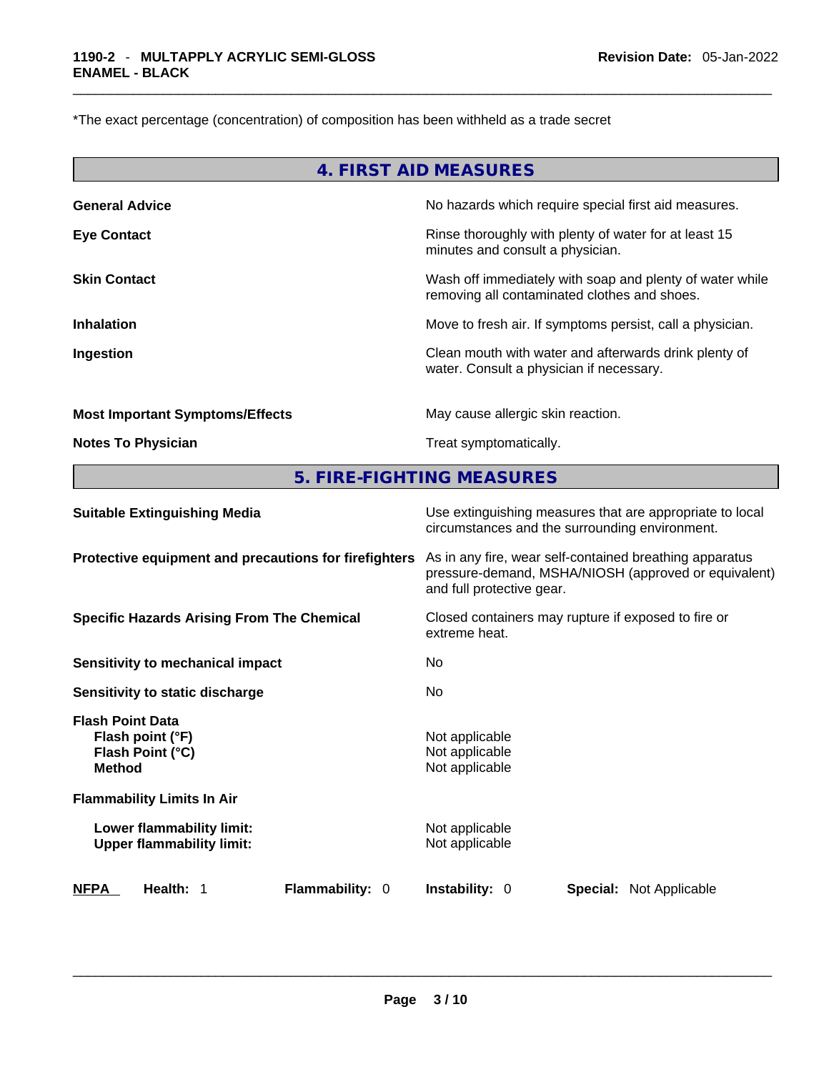*The exact percentage (concentration) of composition has been withheld as a trade secret

## 4. FIRST AID MEASURES

| | |
|---|---|
| **General Advice** | No hazards which require special first aid measures. |
| **Eye Contact** | Rinse thoroughly with plenty of water for at least 15 minutes and consult a physician. |
| **Skin Contact** | Wash off immediately with soap and plenty of water while removing all contaminated clothes and shoes. |
| **Inhalation** | Move to fresh air. If symptoms persist, call a physician. |
| **Ingestion** | Clean mouth with water and afterwards drink plenty of water. Consult a physician if necessary. |
| **Most Important Symptoms/Effects** | May cause allergic skin reaction. |
| **Notes To Physician** | Treat symptomatically. |

## 5. FIRE-FIGHTING MEASURES

| | |
|---|---|
| **Suitable Extinguishing Media** | Use extinguishing measures that are appropriate to local circumstances and the surrounding environment. |
| **Protective equipment and precautions for firefighters** | As in any fire, wear self-contained breathing apparatus pressure-demand, MSHA/NIOSH (approved or equivalent) and full protective gear. |
| **Specific Hazards Arising From The Chemical** | Closed containers may rupture if exposed to fire or extreme heat. |
| **Sensitivity to mechanical impact** | No |
| **Sensitivity to static discharge** | No |
| **Flash Point Data** | |
| **Flash point (°F)** | Not applicable |
| **Flash Point (°C)** | Not applicable |
| **Method** | Not applicable |
| **Flammability Limits In Air** | |
| **Lower flammability limit:** | Not applicable |
| **Upper flammability limit:** | Not applicable |

**NFPA** **Health:** 1 **Flammability:** 0 **Instability:** 0 **Special:** Not Applicable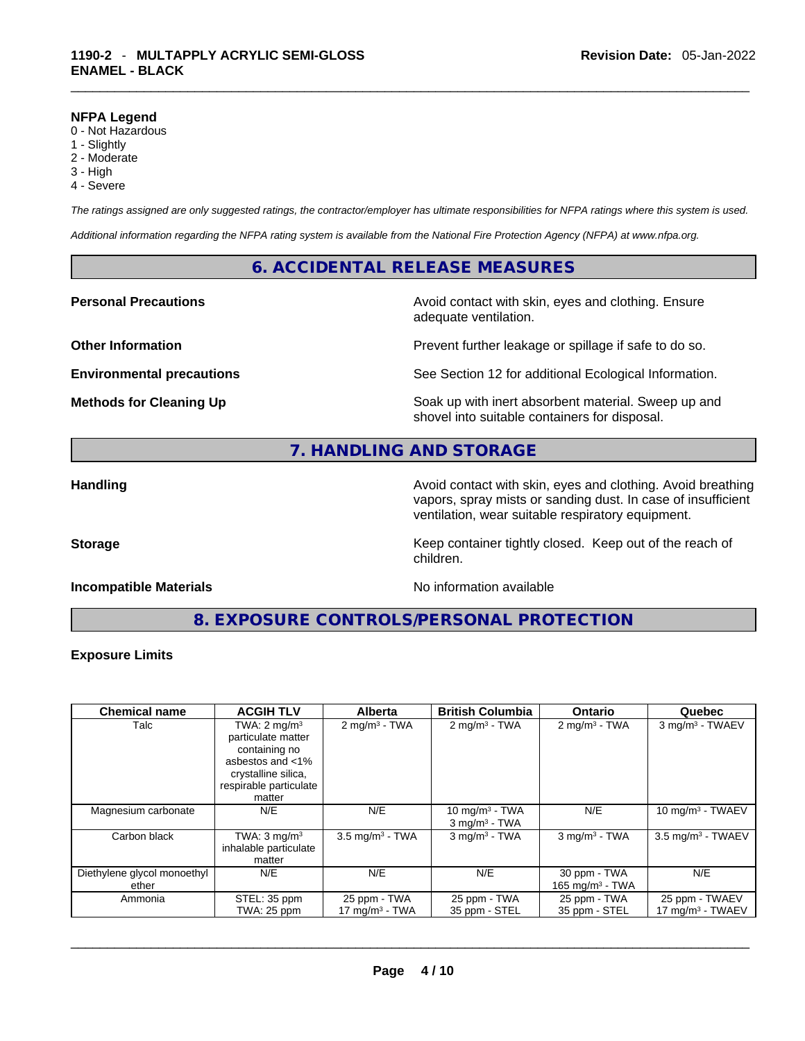**NFPA Legend**
0 - Not Hazardous
1 - Slightly
2 - Moderate
3 - High
4 - Severe

*The ratings assigned are only suggested ratings, the contractor/employer has ultimate responsibilities for NFPA ratings where this system is used.*

*Additional information regarding the NFPA rating system is available from the National Fire Protection Agency (NFPA) at www.nfpa.org.*

## 6. ACCIDENTAL RELEASE MEASURES

**Personal Precautions** Avoid contact with skin, eyes and clothing. Ensure adequate ventilation.

**Other Information** Prevent further leakage or spillage if safe to do so.

**Environmental precautions** See Section 12 for additional Ecological Information.

**Methods for Cleaning Up** Soak up with inert absorbent material. Sweep up and shovel into suitable containers for disposal.

## 7. HANDLING AND STORAGE

**Handling** Avoid contact with skin, eyes and clothing. Avoid breathing vapors, spray mists or sanding dust. In case of insufficient ventilation, wear suitable respiratory equipment.

**Storage** Keep container tightly closed. Keep out of the reach of children.

**Incompatible Materials** No information available

## 8. EXPOSURE CONTROLS/PERSONAL PROTECTION

**Exposure Limits**

| Chemical name | ACGIH TLV | Alberta | British Columbia | Ontario | Quebec |
|---|---|---|---|---|---|
| Talc | TWA: 2 mg/m³ particulate matter containing no asbestos and <1% crystalline silica, respirable particulate matter | 2 mg/m³ - TWA | 2 mg/m³ - TWA | 2 mg/m³ - TWA | 3 mg/m³ - TWAEV |
| Magnesium carbonate | N/E | N/E | 10 mg/m³ - TWA<br>3 mg/m³ - TWA | N/E | 10 mg/m³ - TWAEV |
| Carbon black | TWA: 3 mg/m³ inhalable particulate matter | 3.5 mg/m³ - TWA | 3 mg/m³ - TWA | 3 mg/m³ - TWA | 3.5 mg/m³ - TWAEV |
| Diethylene glycol monoethyl ether | N/E | N/E | N/E | 30 ppm - TWA<br>165 mg/m³ - TWA | N/E |
| Ammonia | STEL: 35 ppm<br>TWA: 25 ppm | 25 ppm - TWA<br>17 mg/m³ - TWA | 25 ppm - TWA<br>35 ppm - STEL | 25 ppm - TWA<br>35 ppm - STEL | 25 ppm - TWAEV<br>17 mg/m³ - TWAEV |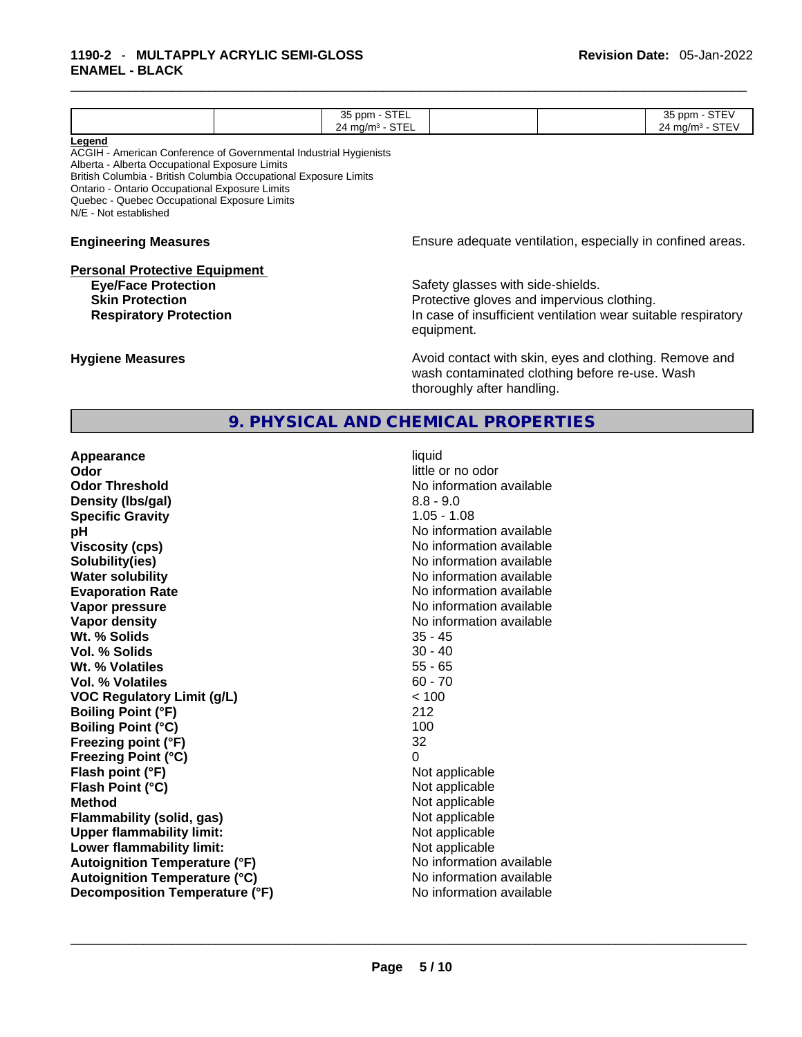|  |  | 35 ppm - STEL<br>24 mg/m³ - STEL |  |  | 35 ppm - STEV<br>24 mg/m³ - STEV |
| --- | --- | --- | --- | --- | --- |

**Legend**
ACGIH - American Conference of Governmental Industrial Hygienists
Alberta - Alberta Occupational Exposure Limits
British Columbia - British Columbia Occupational Exposure Limits
Ontario - Ontario Occupational Exposure Limits
Quebec - Quebec Occupational Exposure Limits
N/E - Not established

**Engineering Measures** Ensure adequate ventilation, especially in confined areas.

**Personal Protective Equipment**

**Eye/Face Protection** Safety glasses with side-shields.
**Skin Protection** Protective gloves and impervious clothing.
**Respiratory Protection** In case of insufficient ventilation wear suitable respiratory equipment.

**Hygiene Measures** Avoid contact with skin, eyes and clothing. Remove and wash contaminated clothing before re-use. Wash thoroughly after handling.

## 9. PHYSICAL AND CHEMICAL PROPERTIES

| | |
| --- | --- |
| **Appearance** | liquid |
| **Odor** | little or no odor |
| **Odor Threshold** | No information available |
| **Density (lbs/gal)** | 8.8 - 9.0 |
| **Specific Gravity** | 1.05 - 1.08 |
| **pH** | No information available |
| **Viscosity (cps)** | No information available |
| **Solubility(ies)** | No information available |
| **Water solubility** | No information available |
| **Evaporation Rate** | No information available |
| **Vapor pressure** | No information available |
| **Vapor density** | No information available |
| **Wt. % Solids** | 35 - 45 |
| **Vol. % Solids** | 30 - 40 |
| **Wt. % Volatiles** | 55 - 65 |
| **Vol. % Volatiles** | 60 - 70 |
| **VOC Regulatory Limit (g/L)** | < 100 |
| **Boiling Point (°F)** | 212 |
| **Boiling Point (°C)** | 100 |
| **Freezing point (°F)** | 32 |
| **Freezing Point (°C)** | 0 |
| **Flash point (°F)** | Not applicable |
| **Flash Point (°C)** | Not applicable |
| **Method** | Not applicable |
| **Flammability (solid, gas)** | Not applicable |
| **Upper flammability limit:** | Not applicable |
| **Lower flammability limit:** | Not applicable |
| **Autoignition Temperature (°F)** | No information available |
| **Autoignition Temperature (°C)** | No information available |
| **Decomposition Temperature (°F)** | No information available |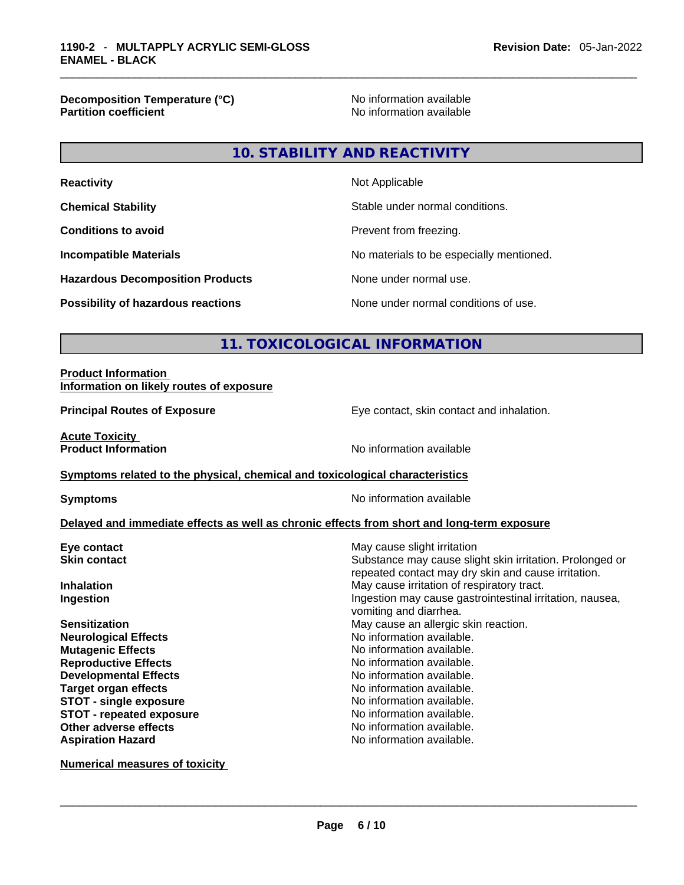| | |
|---|---|
| **Decomposition Temperature (°C)** | No information available |
| **Partition coefficient** | No information available |

## 10. STABILITY AND REACTIVITY

| | |
|---|---|
| **Reactivity** | Not Applicable |
| **Chemical Stability** | Stable under normal conditions. |
| **Conditions to avoid** | Prevent from freezing. |
| **Incompatible Materials** | No materials to be especially mentioned. |
| **Hazardous Decomposition Products** | None under normal use. |
| **Possibility of hazardous reactions** | None under normal conditions of use. |

## 11. TOXICOLOGICAL INFORMATION

**Product Information**
**Information on likely routes of exposure**

**Principal Routes of Exposure** — Eye contact, skin contact and inhalation.

**Acute Toxicity**
**Product Information** — No information available

**Symptoms related to the physical, chemical and toxicological characteristics**

**Symptoms** — No information available

**Delayed and immediate effects as well as chronic effects from short and long-term exposure**

| | |
|---|---|
| **Eye contact** | May cause slight irritation |
| **Skin contact** | Substance may cause slight skin irritation. Prolonged or repeated contact may dry skin and cause irritation. |
| **Inhalation** | May cause irritation of respiratory tract. |
| **Ingestion** | Ingestion may cause gastrointestinal irritation, nausea, vomiting and diarrhea. |
| **Sensitization** | May cause an allergic skin reaction. |
| **Neurological Effects** | No information available. |
| **Mutagenic Effects** | No information available. |
| **Reproductive Effects** | No information available. |
| **Developmental Effects** | No information available. |
| **Target organ effects** | No information available. |
| **STOT - single exposure** | No information available. |
| **STOT - repeated exposure** | No information available. |
| **Other adverse effects** | No information available. |
| **Aspiration Hazard** | No information available. |

**Numerical measures of toxicity**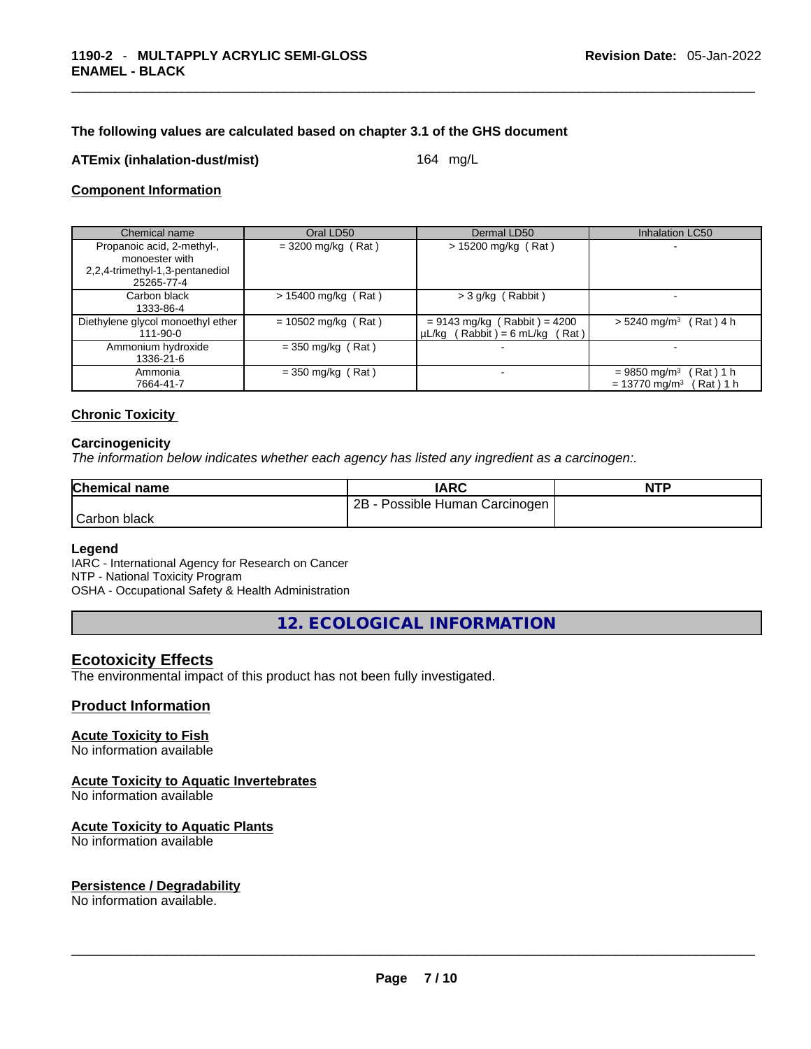**The following values are calculated based on chapter 3.1 of the GHS document**

**ATEmix (inhalation-dust/mist)** 164 mg/L

**Component Information**

| Chemical name | Oral LD50 | Dermal LD50 | Inhalation LC50 |
|---|---|---|---|
| Propanoic acid, 2-methyl-, monoester with 2,2,4-trimethyl-1,3-pentanediol<br>25265-77-4 | = 3200 mg/kg ( Rat ) | > 15200 mg/kg ( Rat ) | - |
| Carbon black<br>1333-86-4 | > 15400 mg/kg ( Rat ) | > 3 g/kg ( Rabbit ) | - |
| Diethylene glycol monoethyl ether<br>111-90-0 | = 10502 mg/kg ( Rat ) | = 9143 mg/kg ( Rabbit ) = 4200 µL/kg ( Rabbit ) = 6 mL/kg ( Rat ) | > 5240 mg/m³ ( Rat ) 4 h |
| Ammonium hydroxide<br>1336-21-6 | = 350 mg/kg ( Rat ) | - | - |
| Ammonia<br>7664-41-7 | = 350 mg/kg ( Rat ) | - | = 9850 mg/m³ ( Rat ) 1 h<br>= 13770 mg/m³ ( Rat ) 1 h |

**Chronic Toxicity**

**Carcinogenicity**

*The information below indicates whether each agency has listed any ingredient as a carcinogen:.*

| Chemical name | IARC | NTP |
|---|---|---|
| Carbon black | 2B - Possible Human Carcinogen | |

**Legend**

IARC - International Agency for Research on Cancer
NTP - National Toxicity Program
OSHA - Occupational Safety & Health Administration

## 12. ECOLOGICAL INFORMATION

**Ecotoxicity Effects**

The environmental impact of this product has not been fully investigated.

**Product Information**

**Acute Toxicity to Fish**
No information available

**Acute Toxicity to Aquatic Invertebrates**
No information available

**Acute Toxicity to Aquatic Plants**
No information available

**Persistence / Degradability**
No information available.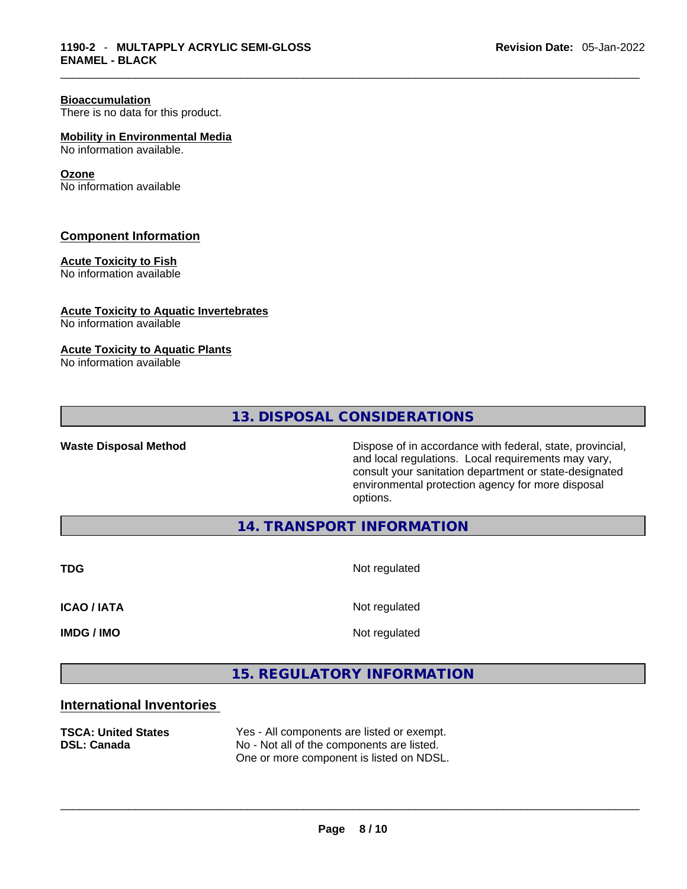**Bioaccumulation**
There is no data for this product.

**Mobility in Environmental Media**
No information available.

**Ozone**
No information available

## Component Information

**Acute Toxicity to Fish**
No information available

**Acute Toxicity to Aquatic Invertebrates**
No information available

**Acute Toxicity to Aquatic Plants**
No information available

## 13. DISPOSAL CONSIDERATIONS

| | |
|---|---|
| **Waste Disposal Method** | Dispose of in accordance with federal, state, provincial, and local regulations. Local requirements may vary, consult your sanitation department or state-designated environmental protection agency for more disposal options. |

## 14. TRANSPORT INFORMATION

| | |
|---|---|
| **TDG** | Not regulated |
| **ICAO / IATA** | Not regulated |
| **IMDG / IMO** | Not regulated |

## 15. REGULATORY INFORMATION

### International Inventories

| | |
|---|---|
| **TSCA: United States** | Yes - All components are listed or exempt. |
| **DSL: Canada** | No - Not all of the components are listed. One or more component is listed on NDSL. |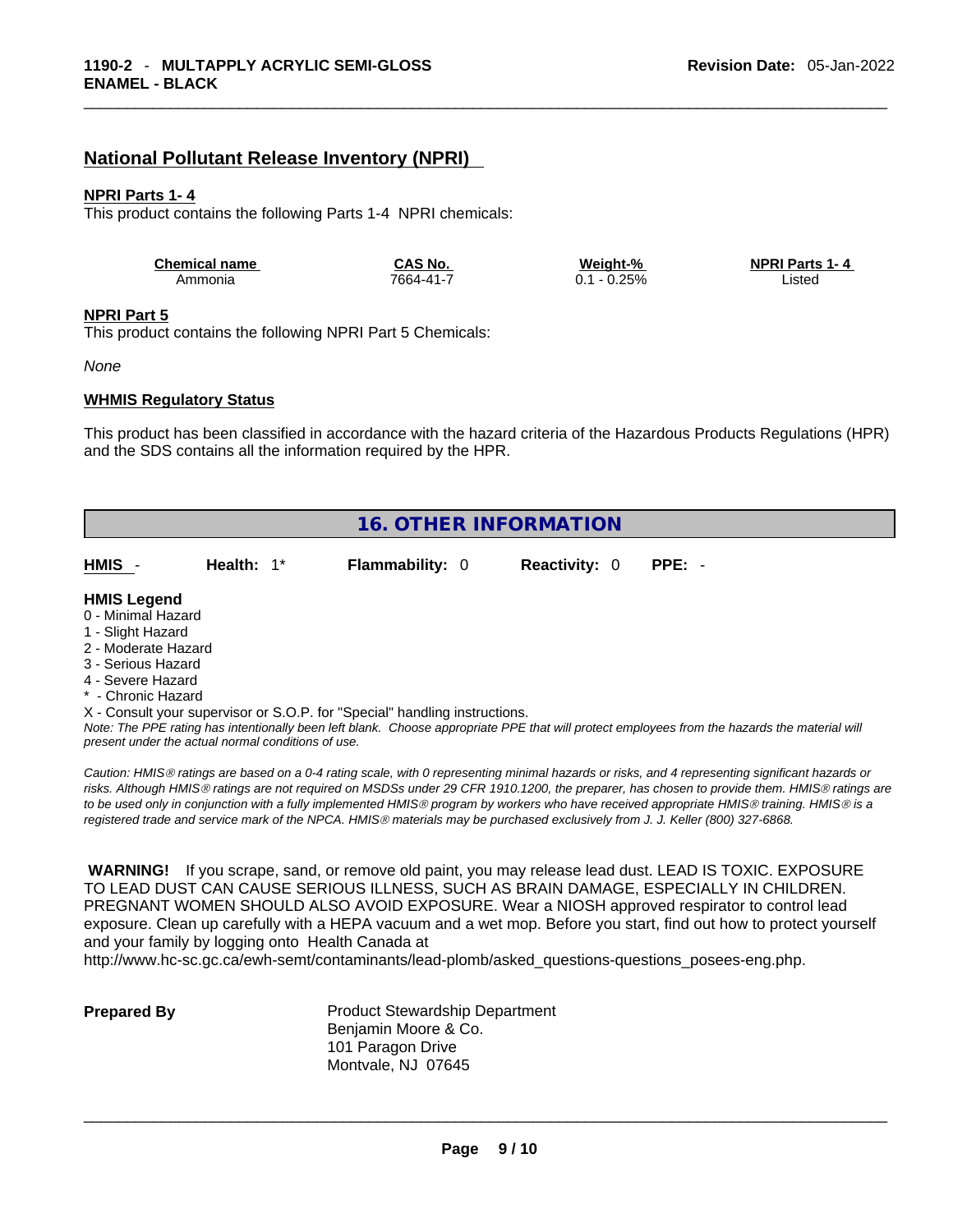## National Pollutant Release Inventory (NPRI)

**NPRI Parts 1- 4**

This product contains the following Parts 1-4 NPRI chemicals:

| Chemical name | CAS No. | Weight-% | NPRI Parts 1- 4 |
|---|---|---|---|
| Ammonia | 7664-41-7 | 0.1 - 0.25% | Listed |

**NPRI Part 5**

This product contains the following NPRI Part 5 Chemicals:

*None*

**WHMIS Regulatory Status**

This product has been classified in accordance with the hazard criteria of the Hazardous Products Regulations (HPR) and the SDS contains all the information required by the HPR.

## 16. OTHER INFORMATION

| HMIS - | Health: 1* | Flammability: 0 | Reactivity: 0 | PPE: - |
|---|---|---|---|---|

**HMIS Legend**

0 - Minimal Hazard
1 - Slight Hazard
2 - Moderate Hazard
3 - Serious Hazard
4 - Severe Hazard
* - Chronic Hazard
X - Consult your supervisor or S.O.P. for "Special" handling instructions.

*Note: The PPE rating has intentionally been left blank. Choose appropriate PPE that will protect employees from the hazards the material will present under the actual normal conditions of use.*

*Caution: HMIS® ratings are based on a 0-4 rating scale, with 0 representing minimal hazards or risks, and 4 representing significant hazards or risks. Although HMIS® ratings are not required on MSDSs under 29 CFR 1910.1200, the preparer, has chosen to provide them. HMIS® ratings are to be used only in conjunction with a fully implemented HMIS® program by workers who have received appropriate HMIS® training. HMIS® is a registered trade and service mark of the NPCA. HMIS® materials may be purchased exclusively from J. J. Keller (800) 327-6868.*

**WARNING!** If you scrape, sand, or remove old paint, you may release lead dust. LEAD IS TOXIC. EXPOSURE TO LEAD DUST CAN CAUSE SERIOUS ILLNESS, SUCH AS BRAIN DAMAGE, ESPECIALLY IN CHILDREN. PREGNANT WOMEN SHOULD ALSO AVOID EXPOSURE. Wear a NIOSH approved respirator to control lead exposure. Clean up carefully with a HEPA vacuum and a wet mop. Before you start, find out how to protect yourself and your family by logging onto Health Canada at http://www.hc-sc.gc.ca/ewh-semt/contaminants/lead-plomb/asked_questions-questions_posees-eng.php.

**Prepared By**

Product Stewardship Department
Benjamin Moore & Co.
101 Paragon Drive
Montvale, NJ 07645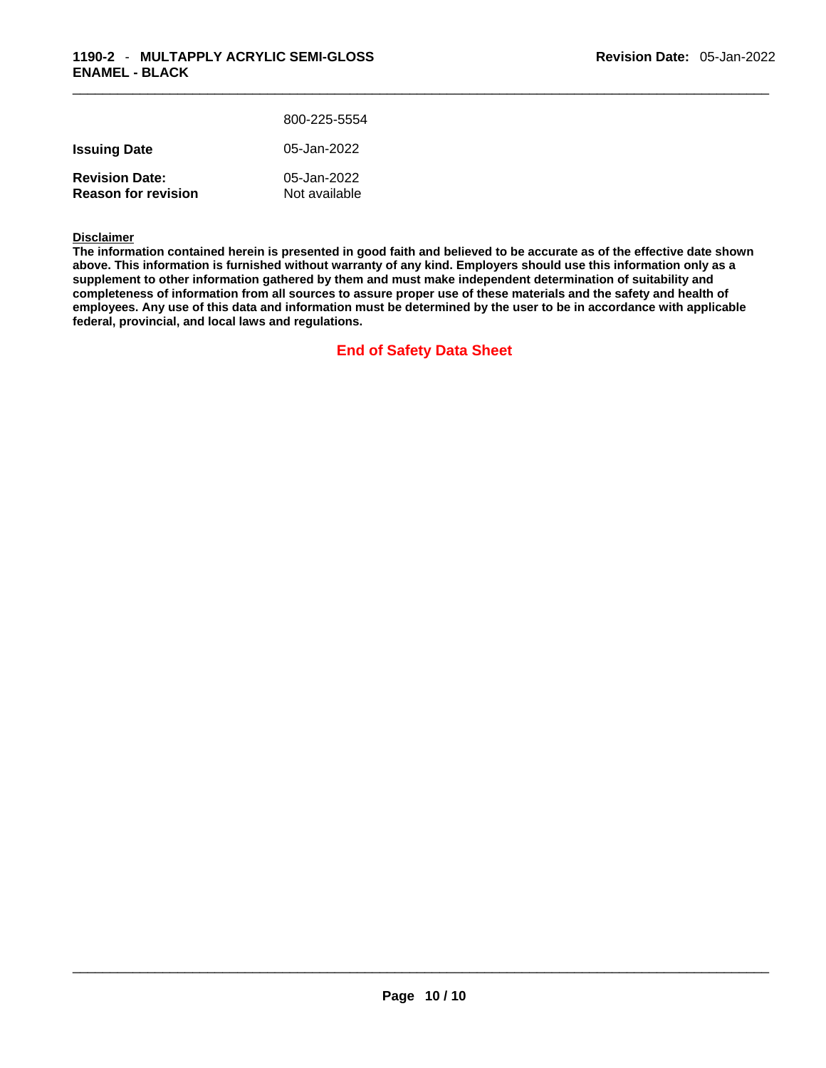| | |
|---|---|
| | 800-225-5554 |
| **Issuing Date** | 05-Jan-2022 |
| **Revision Date:** | 05-Jan-2022 |
| **Reason for revision** | Not available |

**Disclaimer**

**The information contained herein is presented in good faith and believed to be accurate as of the effective date shown above. This information is furnished without warranty of any kind. Employers should use this information only as a supplement to other information gathered by them and must make independent determination of suitability and completeness of information from all sources to assure proper use of these materials and the safety and health of employees. Any use of this data and information must be determined by the user to be in accordance with applicable federal, provincial, and local laws and regulations.**

**End of Safety Data Sheet**